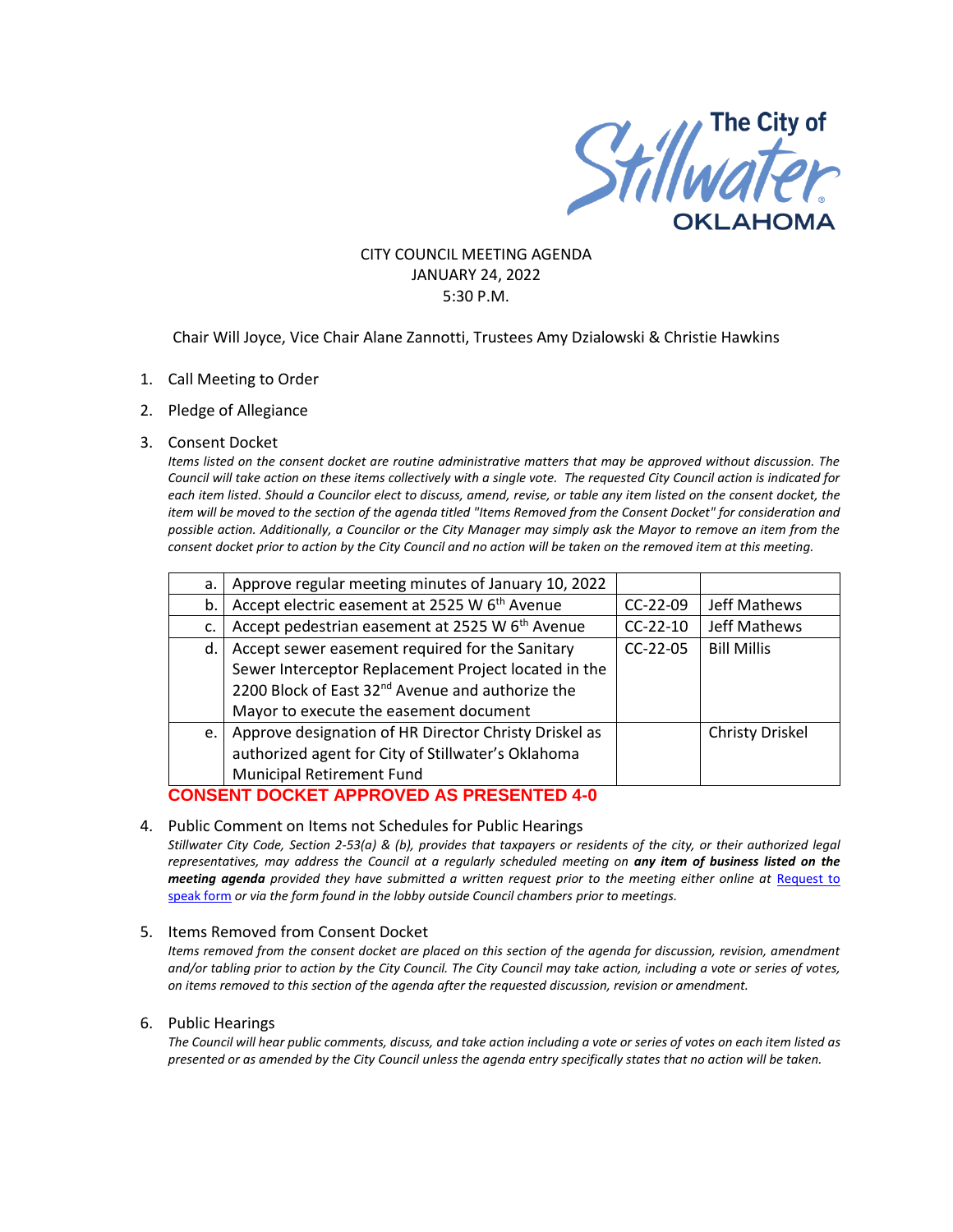The City of Stillwater OKLAHOMA

CITY COUNCIL MEETING AGENDA
JANUARY 24, 2022
5:30 P.M.

Chair Will Joyce, Vice Chair Alane Zannotti, Trustees Amy Dzialowski & Christie Hawkins

1. Call Meeting to Order
2. Pledge of Allegiance
3. Consent Docket

*Items listed on the consent docket are routine administrative matters that may be approved without discussion. The Council will take action on these items collectively with a single vote. The requested City Council action is indicated for each item listed. Should a Councilor elect to discuss, amend, revise, or table any item listed on the consent docket, the item will be moved to the section of the agenda titled "Items Removed from the Consent Docket" for consideration and possible action. Additionally, a Councilor or the City Manager may simply ask the Mayor to remove an item from the consent docket prior to action by the City Council and no action will be taken on the removed item at this meeting.*

| | | | |
|---|---|---|---|
| a. | Approve regular meeting minutes of January 10, 2022 | | |
| b. | Accept electric easement at 2525 W 6th Avenue | CC-22-09 | Jeff Mathews |
| c. | Accept pedestrian easement at 2525 W 6th Avenue | CC-22-10 | Jeff Mathews |
| d. | Accept sewer easement required for the Sanitary Sewer Interceptor Replacement Project located in the 2200 Block of East 32nd Avenue and authorize the Mayor to execute the easement document | CC-22-05 | Bill Millis |
| e. | Approve designation of HR Director Christy Driskel as authorized agent for City of Stillwater's Oklahoma Municipal Retirement Fund | | Christy Driskel |

**CONSENT DOCKET APPROVED AS PRESENTED 4-0**

4. Public Comment on Items not Schedules for Public Hearings

*Stillwater City Code, Section 2-53(a) & (b), provides that taxpayers or residents of the city, or their authorized legal representatives, may address the Council at a regularly scheduled meeting on **any item of business listed on the meeting agenda** provided they have submitted a written request prior to the meeting either online at [Request to speak form] or via the form found in the lobby outside Council chambers prior to meetings.*

5. Items Removed from Consent Docket

*Items removed from the consent docket are placed on this section of the agenda for discussion, revision, amendment and/or tabling prior to action by the City Council. The City Council may take action, including a vote or series of votes, on items removed to this section of the agenda after the requested discussion, revision or amendment.*

6. Public Hearings

*The Council will hear public comments, discuss, and take action including a vote or series of votes on each item listed as presented or as amended by the City Council unless the agenda entry specifically states that no action will be taken.*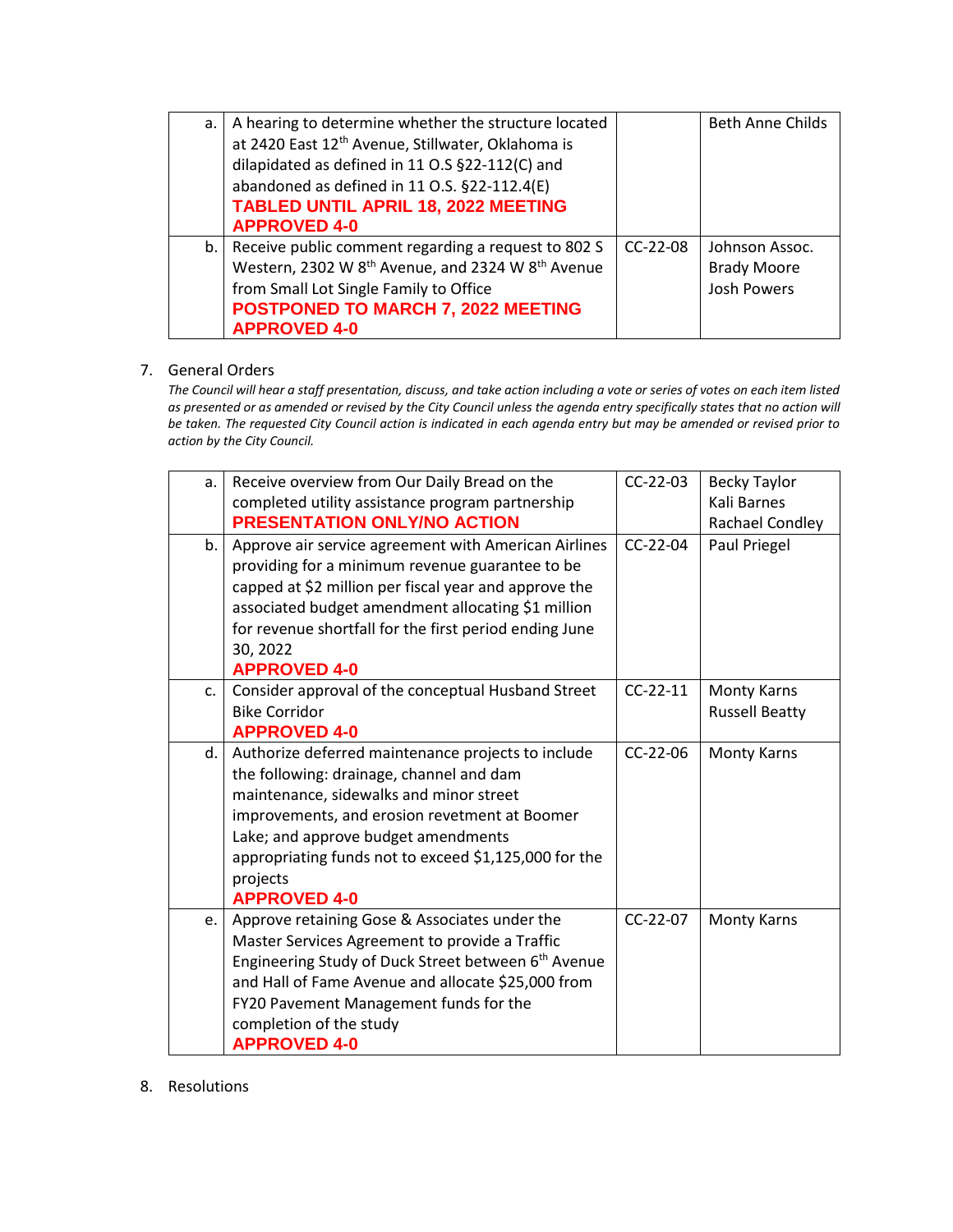| | | | |
|---|---|---|---|
| a. | A hearing to determine whether the structure located at 2420 East 12th Avenue, Stillwater, Oklahoma is dilapidated as defined in 11 O.S §22-112(C) and abandoned as defined in 11 O.S. §22-112.4(E)<br>**TABLED UNTIL APRIL 18, 2022 MEETING**<br>**APPROVED 4-0** | | Beth Anne Childs |
| b. | Receive public comment regarding a request to 802 S Western, 2302 W 8th Avenue, and 2324 W 8th Avenue from Small Lot Single Family to Office<br>**POSTPONED TO MARCH 7, 2022 MEETING**<br>**APPROVED 4-0** | CC-22-08 | Johnson Assoc.<br>Brady Moore<br>Josh Powers |

7. General Orders

*The Council will hear a staff presentation, discuss, and take action including a vote or series of votes on each item listed as presented or as amended or revised by the City Council unless the agenda entry specifically states that no action will be taken. The requested City Council action is indicated in each agenda entry but may be amended or revised prior to action by the City Council.*

| | | | |
|---|---|---|---|
| a. | Receive overview from Our Daily Bread on the completed utility assistance program partnership<br>**PRESENTATION ONLY/NO ACTION** | CC-22-03 | Becky Taylor<br>Kali Barnes<br>Rachael Condley |
| b. | Approve air service agreement with American Airlines providing for a minimum revenue guarantee to be capped at $2 million per fiscal year and approve the associated budget amendment allocating $1 million for revenue shortfall for the first period ending June 30, 2022<br>**APPROVED 4-0** | CC-22-04 | Paul Priegel |
| c. | Consider approval of the conceptual Husband Street Bike Corridor<br>**APPROVED 4-0** | CC-22-11 | Monty Karns<br>Russell Beatty |
| d. | Authorize deferred maintenance projects to include the following: drainage, channel and dam maintenance, sidewalks and minor street improvements, and erosion revetment at Boomer Lake; and approve budget amendments appropriating funds not to exceed $1,125,000 for the projects<br>**APPROVED 4-0** | CC-22-06 | Monty Karns |
| e. | Approve retaining Gose & Associates under the Master Services Agreement to provide a Traffic Engineering Study of Duck Street between 6th Avenue and Hall of Fame Avenue and allocate $25,000 from FY20 Pavement Management funds for the completion of the study<br>**APPROVED 4-0** | CC-22-07 | Monty Karns |

8. Resolutions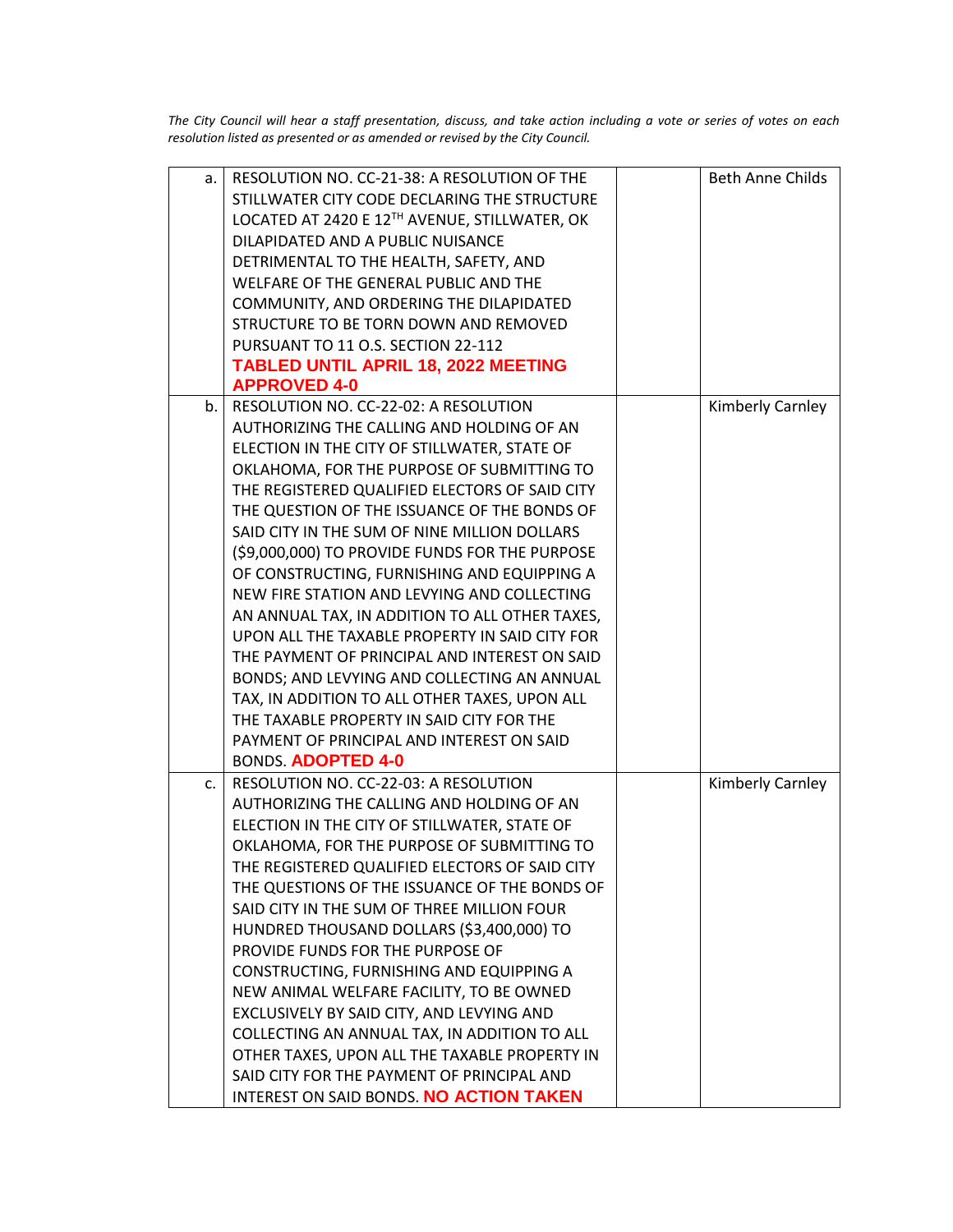*The City Council will hear a staff presentation, discuss, and take action including a vote or series of votes on each resolution listed as presented or as amended or revised by the City Council.*

| | | | |
|---|---|---|---|
| a. | RESOLUTION NO. CC-21-38: A RESOLUTION OF THE STILLWATER CITY CODE DECLARING THE STRUCTURE LOCATED AT 2420 E 12TH AVENUE, STILLWATER, OK DILAPIDATED AND A PUBLIC NUISANCE DETRIMENTAL TO THE HEALTH, SAFETY, AND WELFARE OF THE GENERAL PUBLIC AND THE COMMUNITY, AND ORDERING THE DILAPIDATED STRUCTURE TO BE TORN DOWN AND REMOVED PURSUANT TO 11 O.S. SECTION 22-112 **TABLED UNTIL APRIL 18, 2022 MEETING APPROVED 4-0** | | Beth Anne Childs |
| b. | RESOLUTION NO. CC-22-02: A RESOLUTION AUTHORIZING THE CALLING AND HOLDING OF AN ELECTION IN THE CITY OF STILLWATER, STATE OF OKLAHOMA, FOR THE PURPOSE OF SUBMITTING TO THE REGISTERED QUALIFIED ELECTORS OF SAID CITY THE QUESTION OF THE ISSUANCE OF THE BONDS OF SAID CITY IN THE SUM OF NINE MILLION DOLLARS ($9,000,000) TO PROVIDE FUNDS FOR THE PURPOSE OF CONSTRUCTING, FURNISHING AND EQUIPPING A NEW FIRE STATION AND LEVYING AND COLLECTING AN ANNUAL TAX, IN ADDITION TO ALL OTHER TAXES, UPON ALL THE TAXABLE PROPERTY IN SAID CITY FOR THE PAYMENT OF PRINCIPAL AND INTEREST ON SAID BONDS; AND LEVYING AND COLLECTING AN ANNUAL TAX, IN ADDITION TO ALL OTHER TAXES, UPON ALL THE TAXABLE PROPERTY IN SAID CITY FOR THE PAYMENT OF PRINCIPAL AND INTEREST ON SAID BONDS. **ADOPTED 4-0** | | Kimberly Carnley |
| c. | RESOLUTION NO. CC-22-03: A RESOLUTION AUTHORIZING THE CALLING AND HOLDING OF AN ELECTION IN THE CITY OF STILLWATER, STATE OF OKLAHOMA, FOR THE PURPOSE OF SUBMITTING TO THE REGISTERED QUALIFIED ELECTORS OF SAID CITY THE QUESTIONS OF THE ISSUANCE OF THE BONDS OF SAID CITY IN THE SUM OF THREE MILLION FOUR HUNDRED THOUSAND DOLLARS ($3,400,000) TO PROVIDE FUNDS FOR THE PURPOSE OF CONSTRUCTING, FURNISHING AND EQUIPPING A NEW ANIMAL WELFARE FACILITY, TO BE OWNED EXCLUSIVELY BY SAID CITY, AND LEVYING AND COLLECTING AN ANNUAL TAX, IN ADDITION TO ALL OTHER TAXES, UPON ALL THE TAXABLE PROPERTY IN SAID CITY FOR THE PAYMENT OF PRINCIPAL AND INTEREST ON SAID BONDS. **NO ACTION TAKEN** | | Kimberly Carnley |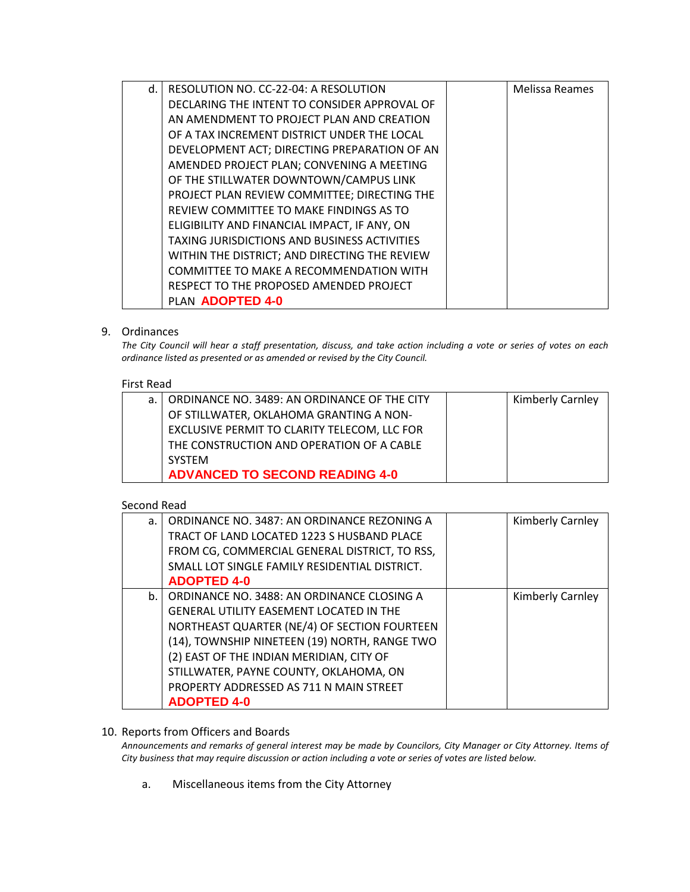| | | | |
|---|---|---|---|
| d. | RESOLUTION NO. CC-22-04: A RESOLUTION DECLARING THE INTENT TO CONSIDER APPROVAL OF AN AMENDMENT TO PROJECT PLAN AND CREATION OF A TAX INCREMENT DISTRICT UNDER THE LOCAL DEVELOPMENT ACT; DIRECTING PREPARATION OF AN AMENDED PROJECT PLAN; CONVENING A MEETING OF THE STILLWATER DOWNTOWN/CAMPUS LINK PROJECT PLAN REVIEW COMMITTEE; DIRECTING THE REVIEW COMMITTEE TO MAKE FINDINGS AS TO ELIGIBILITY AND FINANCIAL IMPACT, IF ANY, ON TAXING JURISDICTIONS AND BUSINESS ACTIVITIES WITHIN THE DISTRICT; AND DIRECTING THE REVIEW COMMITTEE TO MAKE A RECOMMENDATION WITH RESPECT TO THE PROPOSED AMENDED PROJECT PLAN **ADOPTED 4-0** | | Melissa Reames |

9. Ordinances

*The City Council will hear a staff presentation, discuss, and take action including a vote or series of votes on each ordinance listed as presented or as amended or revised by the City Council.*

First Read

| | | | |
|---|---|---|---|
| a. | ORDINANCE NO. 3489: AN ORDINANCE OF THE CITY OF STILLWATER, OKLAHOMA GRANTING A NON-EXCLUSIVE PERMIT TO CLARITY TELECOM, LLC FOR THE CONSTRUCTION AND OPERATION OF A CABLE SYSTEM **ADVANCED TO SECOND READING 4-0** | | Kimberly Carnley |

Second Read

| | | | |
|---|---|---|---|
| a. | ORDINANCE NO. 3487: AN ORDINANCE REZONING A TRACT OF LAND LOCATED 1223 S HUSBAND PLACE FROM CG, COMMERCIAL GENERAL DISTRICT, TO RSS, SMALL LOT SINGLE FAMILY RESIDENTIAL DISTRICT. **ADOPTED 4-0** | | Kimberly Carnley |
| b. | ORDINANCE NO. 3488: AN ORDINANCE CLOSING A GENERAL UTILITY EASEMENT LOCATED IN THE NORTHEAST QUARTER (NE/4) OF SECTION FOURTEEN (14), TOWNSHIP NINETEEN (19) NORTH, RANGE TWO (2) EAST OF THE INDIAN MERIDIAN, CITY OF STILLWATER, PAYNE COUNTY, OKLAHOMA, ON PROPERTY ADDRESSED AS 711 N MAIN STREET **ADOPTED 4-0** | | Kimberly Carnley |

10. Reports from Officers and Boards

*Announcements and remarks of general interest may be made by Councilors, City Manager or City Attorney. Items of City business that may require discussion or action including a vote or series of votes are listed below.*

a. Miscellaneous items from the City Attorney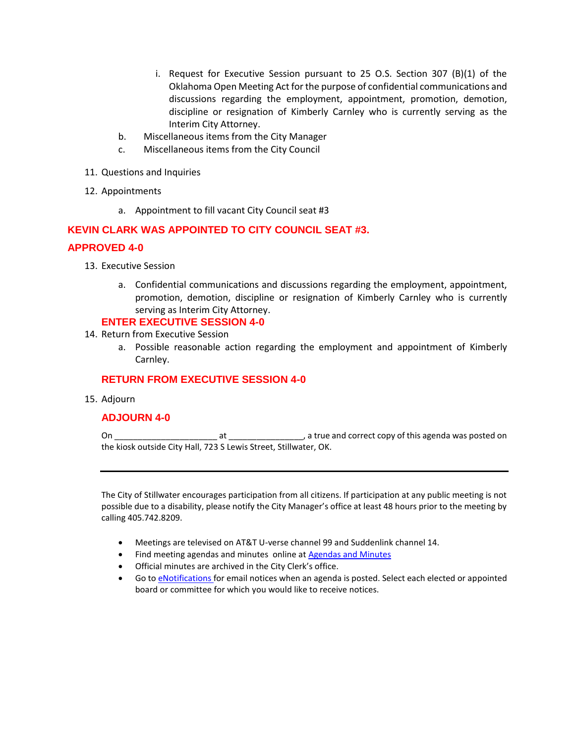i. Request for Executive Session pursuant to 25 O.S. Section 307 (B)(1) of the Oklahoma Open Meeting Act for the purpose of confidential communications and discussions regarding the employment, appointment, promotion, demotion, discipline or resignation of Kimberly Carnley who is currently serving as the Interim City Attorney.

b. Miscellaneous items from the City Manager

c. Miscellaneous items from the City Council

11. Questions and Inquiries

12. Appointments

    a. Appointment to fill vacant City Council seat #3

**KEVIN CLARK WAS APPOINTED TO CITY COUNCIL SEAT #3.**

**APPROVED 4-0**

13. Executive Session

    a. Confidential communications and discussions regarding the employment, appointment, promotion, demotion, discipline or resignation of Kimberly Carnley who is currently serving as Interim City Attorney.

**ENTER EXECUTIVE SESSION 4-0**

14. Return from Executive Session

    a. Possible reasonable action regarding the employment and appointment of Kimberly Carnley.

**RETURN FROM EXECUTIVE SESSION 4-0**

15. Adjourn

**ADJOURN 4-0**

On ______________________ at ________________, a true and correct copy of this agenda was posted on the kiosk outside City Hall, 723 S Lewis Street, Stillwater, OK.

---

The City of Stillwater encourages participation from all citizens. If participation at any public meeting is not possible due to a disability, please notify the City Manager's office at least 48 hours prior to the meeting by calling 405.742.8209.

- Meetings are televised on AT&T U-verse channel 99 and Suddenlink channel 14.
- Find meeting agendas and minutes online at Agendas and Minutes
- Official minutes are archived in the City Clerk's office.
- Go to eNotifications for email notices when an agenda is posted. Select each elected or appointed board or committee for which you would like to receive notices.